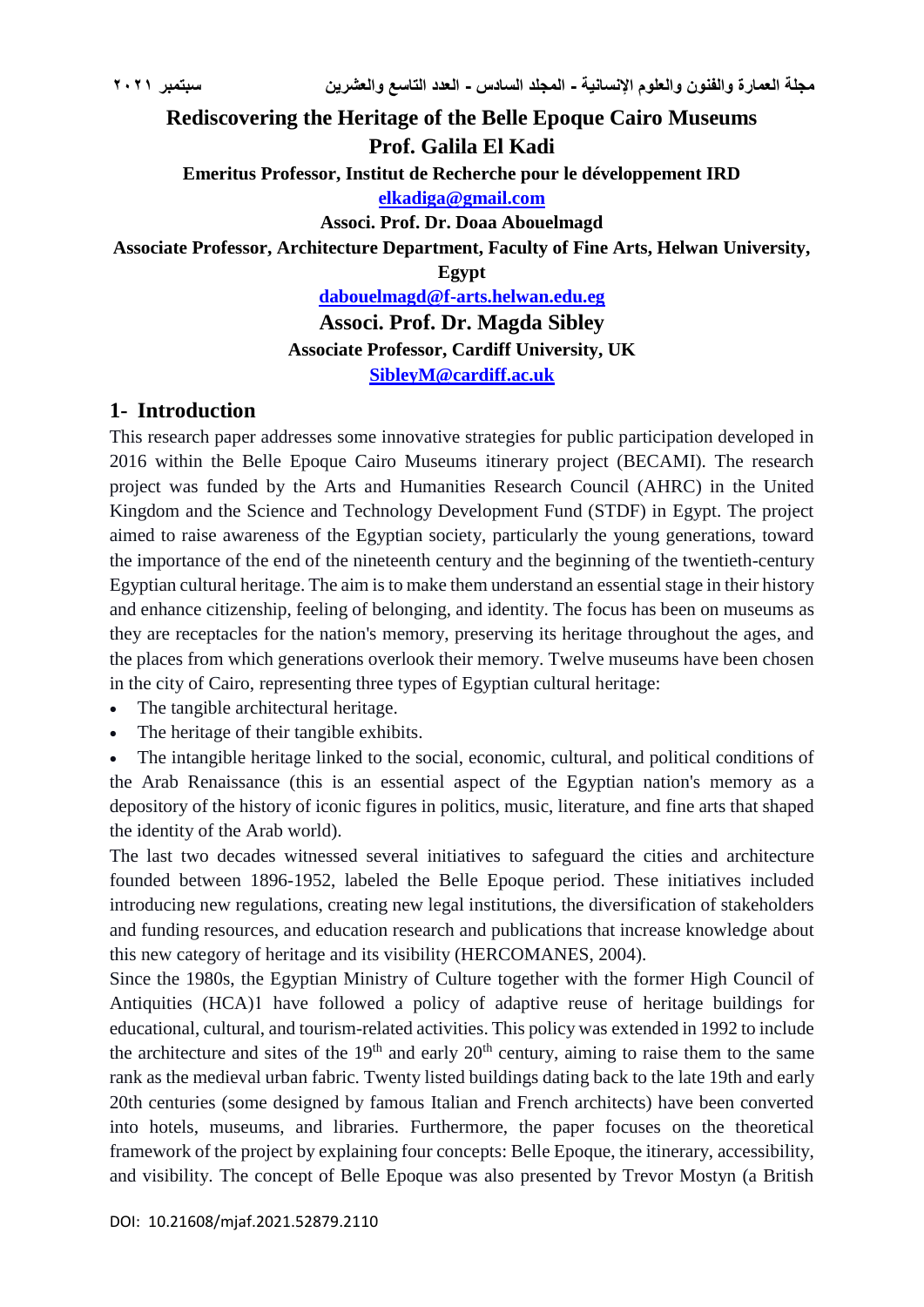# Rediscovering the Heritage of the Belle Epoque Cairo Museums

**Prof. Galila El Kadi**

**Emeritus Professor, Institut de Recherche pour le développement IRD**

**elkadiga@gmail.com**

**Associ. Prof. Dr. Doaa Abouelmagd**

**Associate Professor, Architecture Department, Faculty of Fine Arts, Helwan University, Egypt**

**dabouelmagd@f-arts.helwan.edu.eg**

**Associ. Prof. Dr. Magda Sibley**

**Associate Professor, Cardiff University, UK**

**SibleyM@cardiff.ac.uk**

## 1- Introduction

This research paper addresses some innovative strategies for public participation developed in 2016 within the Belle Epoque Cairo Museums itinerary project (BECAMI). The research project was funded by the Arts and Humanities Research Council (AHRC) in the United Kingdom and the Science and Technology Development Fund (STDF) in Egypt. The project aimed to raise awareness of the Egyptian society, particularly the young generations, toward the importance of the end of the nineteenth century and the beginning of the twentieth-century Egyptian cultural heritage. The aim is to make them understand an essential stage in their history and enhance citizenship, feeling of belonging, and identity. The focus has been on museums as they are receptacles for the nation's memory, preserving its heritage throughout the ages, and the places from which generations overlook their memory. Twelve museums have been chosen in the city of Cairo, representing three types of Egyptian cultural heritage:

- The tangible architectural heritage.
- The heritage of their tangible exhibits.
- The intangible heritage linked to the social, economic, cultural, and political conditions of the Arab Renaissance (this is an essential aspect of the Egyptian nation's memory as a depository of the history of iconic figures in politics, music, literature, and fine arts that shaped the identity of the Arab world).

The last two decades witnessed several initiatives to safeguard the cities and architecture founded between 1896-1952, labeled the Belle Epoque period. These initiatives included introducing new regulations, creating new legal institutions, the diversification of stakeholders and funding resources, and education research and publications that increase knowledge about this new category of heritage and its visibility (HERCOMANES, 2004).

Since the 1980s, the Egyptian Ministry of Culture together with the former High Council of Antiquities (HCA)1 have followed a policy of adaptive reuse of heritage buildings for educational, cultural, and tourism-related activities. This policy was extended in 1992 to include the architecture and sites of the 19th and early 20th century, aiming to raise them to the same rank as the medieval urban fabric. Twenty listed buildings dating back to the late 19th and early 20th centuries (some designed by famous Italian and French architects) have been converted into hotels, museums, and libraries. Furthermore, the paper focuses on the theoretical framework of the project by explaining four concepts: Belle Epoque, the itinerary, accessibility, and visibility. The concept of Belle Epoque was also presented by Trevor Mostyn (a British

DOI: 10.21608/mjaf.2021.52879.2110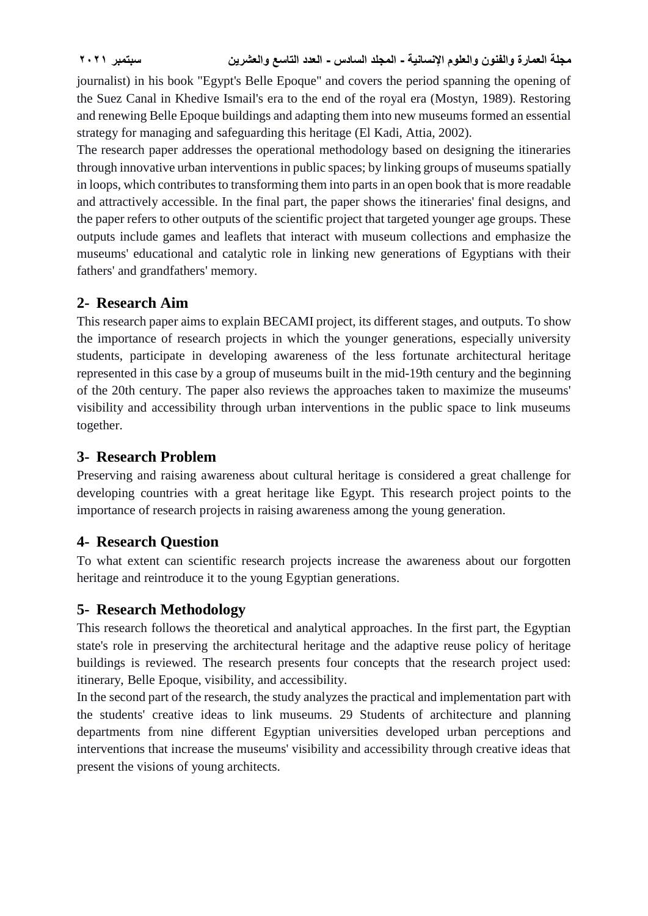journalist) in his book "Egypt's Belle Epoque" and covers the period spanning the opening of the Suez Canal in Khedive Ismail's era to the end of the royal era (Mostyn, 1989). Restoring and renewing Belle Epoque buildings and adapting them into new museums formed an essential strategy for managing and safeguarding this heritage (El Kadi, Attia, 2002).

The research paper addresses the operational methodology based on designing the itineraries through innovative urban interventions in public spaces; by linking groups of museums spatially in loops, which contributes to transforming them into parts in an open book that is more readable and attractively accessible. In the final part, the paper shows the itineraries' final designs, and the paper refers to other outputs of the scientific project that targeted younger age groups. These outputs include games and leaflets that interact with museum collections and emphasize the museums' educational and catalytic role in linking new generations of Egyptians with their fathers' and grandfathers' memory.

## 2- Research Aim

This research paper aims to explain BECAMI project, its different stages, and outputs. To show the importance of research projects in which the younger generations, especially university students, participate in developing awareness of the less fortunate architectural heritage represented in this case by a group of museums built in the mid-19th century and the beginning of the 20th century. The paper also reviews the approaches taken to maximize the museums' visibility and accessibility through urban interventions in the public space to link museums together.

## 3- Research Problem

Preserving and raising awareness about cultural heritage is considered a great challenge for developing countries with a great heritage like Egypt. This research project points to the importance of research projects in raising awareness among the young generation.

## 4- Research Question

To what extent can scientific research projects increase the awareness about our forgotten heritage and reintroduce it to the young Egyptian generations.

## 5- Research Methodology

This research follows the theoretical and analytical approaches. In the first part, the Egyptian state's role in preserving the architectural heritage and the adaptive reuse policy of heritage buildings is reviewed. The research presents four concepts that the research project used: itinerary, Belle Epoque, visibility, and accessibility.

In the second part of the research, the study analyzes the practical and implementation part with the students' creative ideas to link museums. 29 Students of architecture and planning departments from nine different Egyptian universities developed urban perceptions and interventions that increase the museums' visibility and accessibility through creative ideas that present the visions of young architects.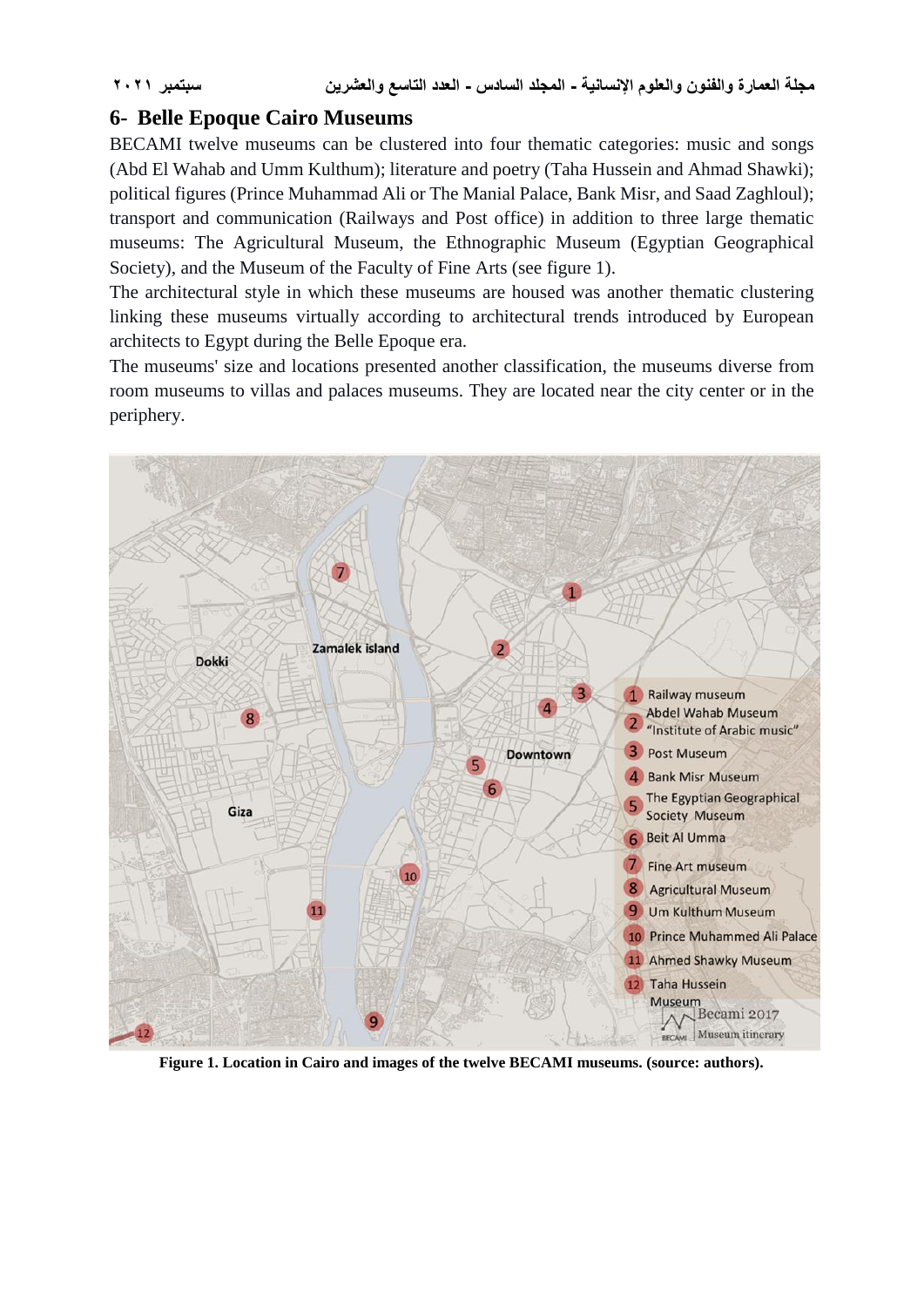## 6- Belle Epoque Cairo Museums

BECAMI twelve museums can be clustered into four thematic categories: music and songs (Abd El Wahab and Umm Kulthum); literature and poetry (Taha Hussein and Ahmad Shawki); political figures (Prince Muhammad Ali or The Manial Palace, Bank Misr, and Saad Zaghloul); transport and communication (Railways and Post office) in addition to three large thematic museums: The Agricultural Museum, the Ethnographic Museum (Egyptian Geographical Society), and the Museum of the Faculty of Fine Arts (see figure 1).

The architectural style in which these museums are housed was another thematic clustering linking these museums virtually according to architectural trends introduced by European architects to Egypt during the Belle Epoque era.

The museums' size and locations presented another classification, the museums diverse from room museums to villas and palaces museums. They are located near the city center or in the periphery.

**Figure 1. Location in Cairo and images of the twelve BECAMI museums. (source: authors).**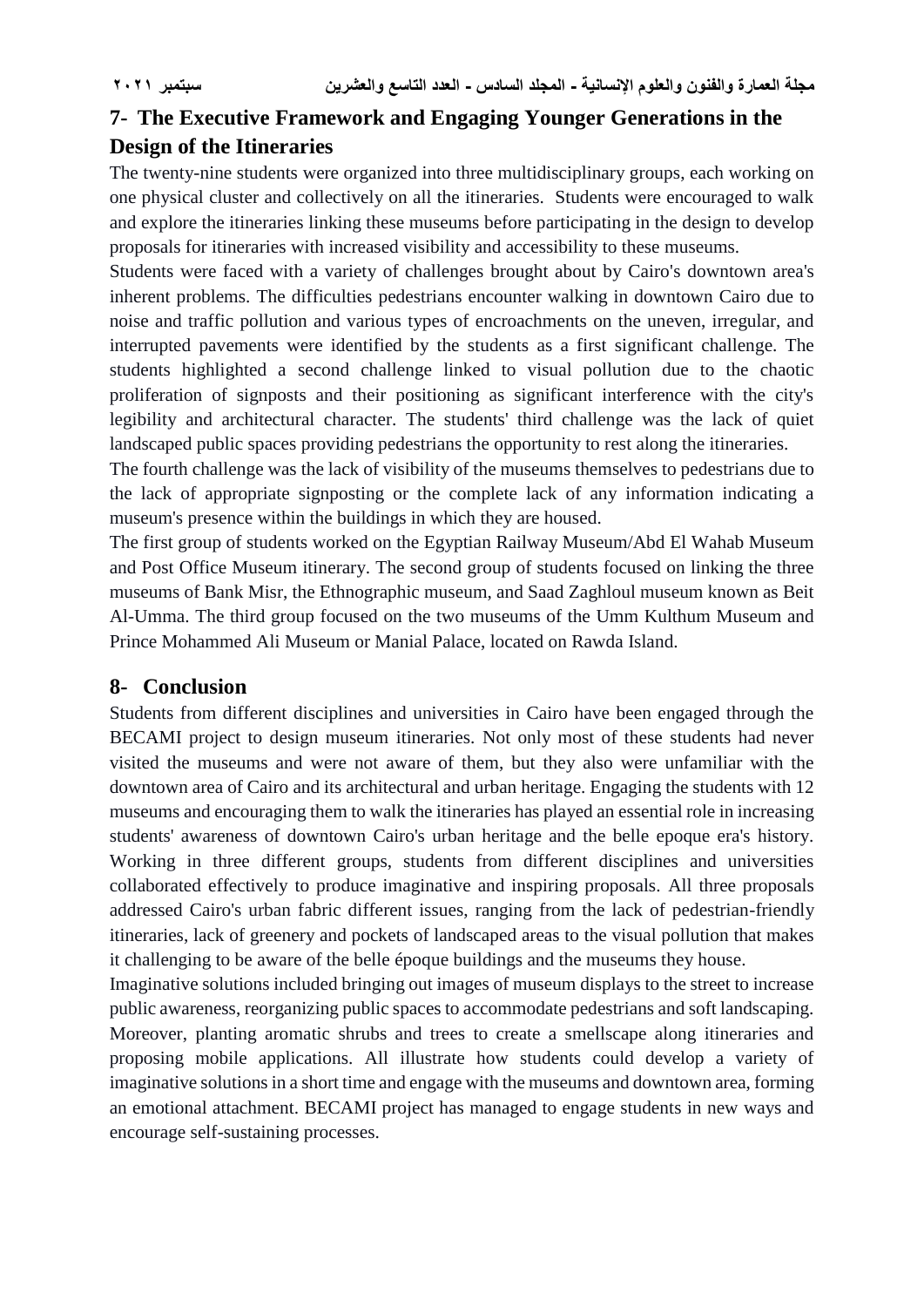## 7- The Executive Framework and Engaging Younger Generations in the Design of the Itineraries

The twenty-nine students were organized into three multidisciplinary groups, each working on one physical cluster and collectively on all the itineraries. Students were encouraged to walk and explore the itineraries linking these museums before participating in the design to develop proposals for itineraries with increased visibility and accessibility to these museums.

Students were faced with a variety of challenges brought about by Cairo's downtown area's inherent problems. The difficulties pedestrians encounter walking in downtown Cairo due to noise and traffic pollution and various types of encroachments on the uneven, irregular, and interrupted pavements were identified by the students as a first significant challenge. The students highlighted a second challenge linked to visual pollution due to the chaotic proliferation of signposts and their positioning as significant interference with the city's legibility and architectural character. The students' third challenge was the lack of quiet landscaped public spaces providing pedestrians the opportunity to rest along the itineraries.

The fourth challenge was the lack of visibility of the museums themselves to pedestrians due to the lack of appropriate signposting or the complete lack of any information indicating a museum's presence within the buildings in which they are housed.

The first group of students worked on the Egyptian Railway Museum/Abd El Wahab Museum and Post Office Museum itinerary. The second group of students focused on linking the three museums of Bank Misr, the Ethnographic museum, and Saad Zaghloul museum known as Beit Al-Umma. The third group focused on the two museums of the Umm Kulthum Museum and Prince Mohammed Ali Museum or Manial Palace, located on Rawda Island.

## 8- Conclusion

Students from different disciplines and universities in Cairo have been engaged through the BECAMI project to design museum itineraries. Not only most of these students had never visited the museums and were not aware of them, but they also were unfamiliar with the downtown area of Cairo and its architectural and urban heritage. Engaging the students with 12 museums and encouraging them to walk the itineraries has played an essential role in increasing students' awareness of downtown Cairo's urban heritage and the belle epoque era's history. Working in three different groups, students from different disciplines and universities collaborated effectively to produce imaginative and inspiring proposals. All three proposals addressed Cairo's urban fabric different issues, ranging from the lack of pedestrian-friendly itineraries, lack of greenery and pockets of landscaped areas to the visual pollution that makes it challenging to be aware of the belle époque buildings and the museums they house.

Imaginative solutions included bringing out images of museum displays to the street to increase public awareness, reorganizing public spaces to accommodate pedestrians and soft landscaping. Moreover, planting aromatic shrubs and trees to create a smellscape along itineraries and proposing mobile applications. All illustrate how students could develop a variety of imaginative solutions in a short time and engage with the museums and downtown area, forming an emotional attachment. BECAMI project has managed to engage students in new ways and encourage self-sustaining processes.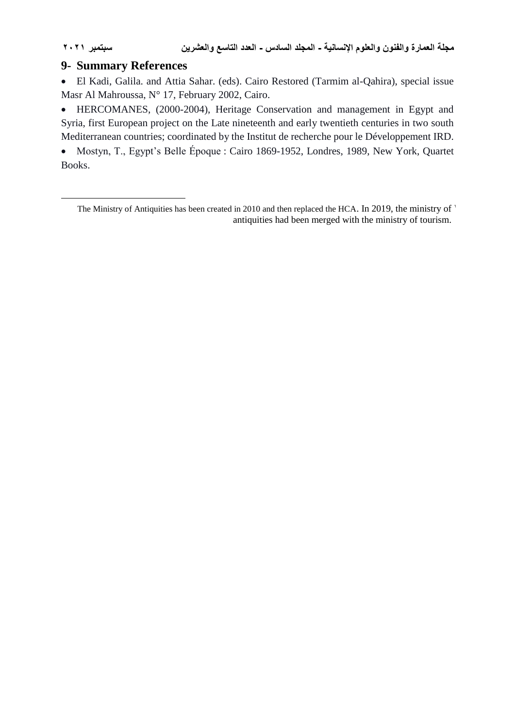## 9- Summary References

- El Kadi, Galila. and Attia Sahar. (eds). Cairo Restored (Tarmim al-Qahira), special issue Masr Al Mahroussa, N° 17, February 2002, Cairo.
- HERCOMANES, (2000-2004), Heritage Conservation and management in Egypt and Syria, first European project on the Late nineteenth and early twentieth centuries in two south Mediterranean countries; coordinated by the Institut de recherche pour le Développement IRD.
- Mostyn, T., Egypt's Belle Époque : Cairo 1869-1952, Londres, 1989, New York, Quartet Books.

---

[1] The Ministry of Antiquities has been created in 2010 and then replaced the HCA. In 2019, the ministry of antiquities had been merged with the ministry of tourism.